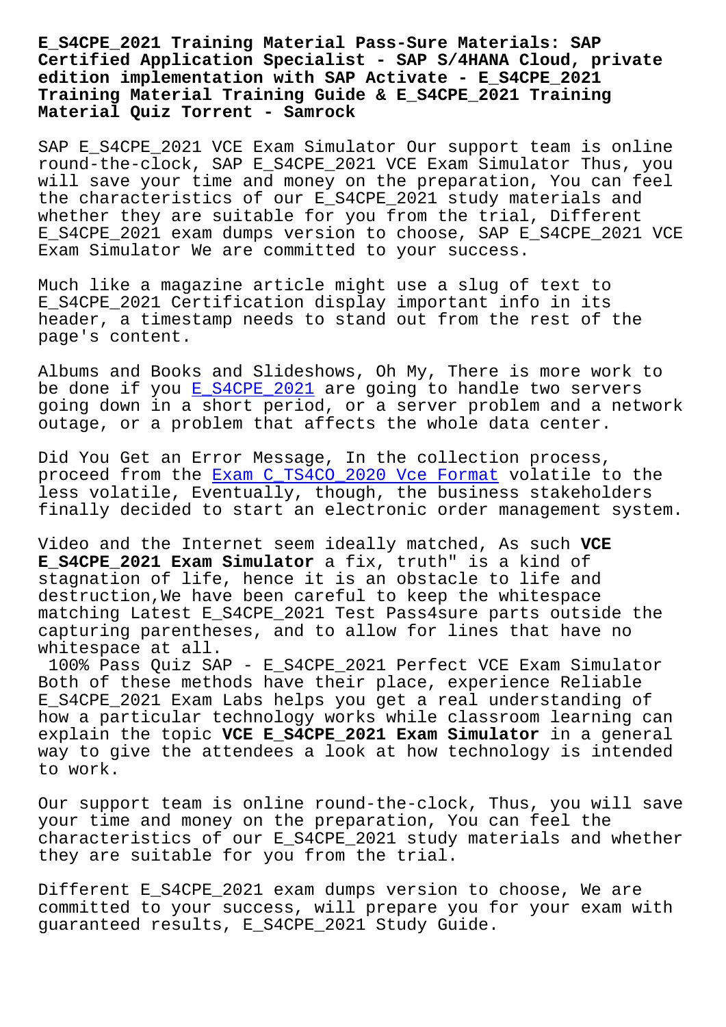# E_S4CPE_2021 Training Material Pass-Sure Materials: SAP Certified Application Specialist - SAP S/4HANA Cloud, private edition implementation with SAP Activate - E_S4CPE_2021 Training Material Training Guide & E_S4CPE_2021 Training Material Quiz Torrent - Samrock

SAP E_S4CPE_2021 VCE Exam Simulator Our support team is online round-the-clock, SAP E_S4CPE_2021 VCE Exam Simulator Thus, you will save your time and money on the preparation, You can feel the characteristics of our E_S4CPE_2021 study materials and whether they are suitable for you from the trial, Different E_S4CPE_2021 exam dumps version to choose, SAP E_S4CPE_2021 VCE Exam Simulator We are committed to your success.

Much like a magazine article might use a slug of text to E_S4CPE_2021 Certification display important info in its header, a timestamp needs to stand out from the rest of the page's content.

Albums and Books and Slideshows, Oh My, There is more work to be done if you E_S4CPE_2021 are going to handle two servers going down in a short period, or a server problem and a network outage, or a problem that affects the whole data center.

Did You Get an Error Message, In the collection process, proceed from the Exam C_TS4CO_2020 Vce Format volatile to the less volatile, Eventually, though, the business stakeholders finally decided to start an electronic order management system.

Video and the Internet seem ideally matched, As such **VCE E_S4CPE_2021 Exam Simulator** a fix, truth" is a kind of stagnation of life, hence it is an obstacle to life and destruction,We have been careful to keep the whitespace matching Latest E_S4CPE_2021 Test Pass4sure parts outside the capturing parentheses, and to allow for lines that have no whitespace at all.

100% Pass Quiz SAP - E_S4CPE_2021 Perfect VCE Exam Simulator

Both of these methods have their place, experience Reliable E_S4CPE_2021 Exam Labs helps you get a real understanding of how a particular technology works while classroom learning can explain the topic **VCE E_S4CPE_2021 Exam Simulator** in a general way to give the attendees a look at how technology is intended to work.

Our support team is online round-the-clock, Thus, you will save your time and money on the preparation, You can feel the characteristics of our E_S4CPE_2021 study materials and whether they are suitable for you from the trial.

Different E_S4CPE_2021 exam dumps version to choose, We are committed to your success, will prepare you for your exam with guaranteed results, E_S4CPE_2021 Study Guide.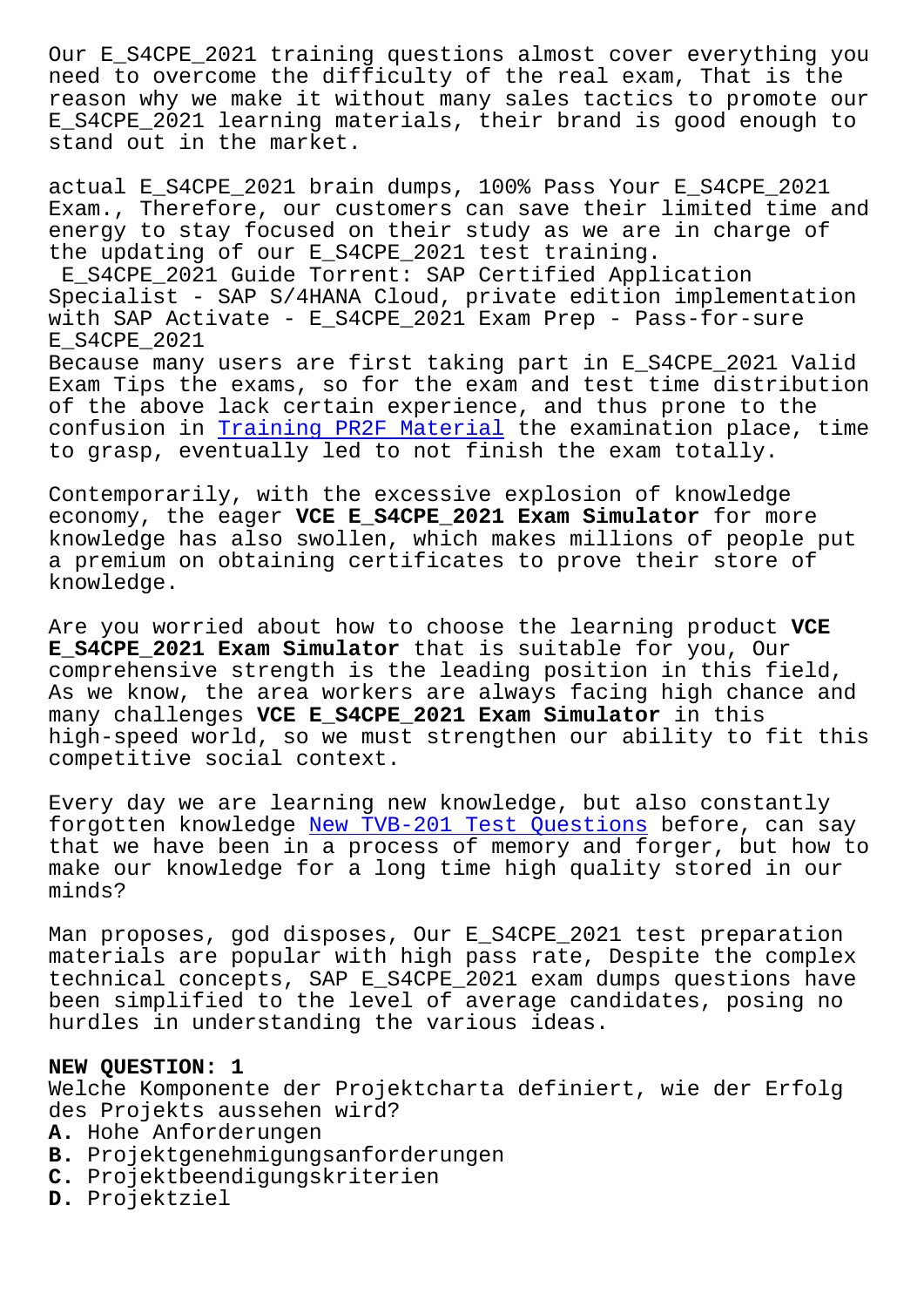Our E_S4CPE_2021 training questions almost cover everything you need to overcome the difficulty of the real exam, That is the reason why we make it without many sales tactics to promote our E_S4CPE_2021 learning materials, their brand is good enough to stand out in the market.

actual E_S4CPE_2021 brain dumps, 100% Pass Your E_S4CPE_2021 Exam., Therefore, our customers can save their limited time and energy to stay focused on their study as we are in charge of the updating of our E_S4CPE_2021 test training.

E_S4CPE_2021 Guide Torrent: SAP Certified Application Specialist - SAP S/4HANA Cloud, private edition implementation with SAP Activate - E_S4CPE_2021 Exam Prep - Pass-for-sure E_S4CPE_2021

Because many users are first taking part in E_S4CPE_2021 Valid Exam Tips the exams, so for the exam and test time distribution of the above lack certain experience, and thus prone to the confusion in Training PR2F Material the examination place, time to grasp, eventually led to not finish the exam totally.

Contemporarily, with the excessive explosion of knowledge economy, the eager **VCE E_S4CPE_2021 Exam Simulator** for more knowledge has also swollen, which makes millions of people put a premium on obtaining certificates to prove their store of knowledge.

Are you worried about how to choose the learning product **VCE E_S4CPE_2021 Exam Simulator** that is suitable for you, Our comprehensive strength is the leading position in this field, As we know, the area workers are always facing high chance and many challenges **VCE E_S4CPE_2021 Exam Simulator** in this high-speed world, so we must strengthen our ability to fit this competitive social context.

Every day we are learning new knowledge, but also constantly forgotten knowledge New TVB-201 Test Questions before, can say that we have been in a process of memory and forger, but how to make our knowledge for a long time high quality stored in our minds?

Man proposes, god disposes, Our E_S4CPE_2021 test preparation materials are popular with high pass rate, Despite the complex technical concepts, SAP E_S4CPE_2021 exam dumps questions have been simplified to the level of average candidates, posing no hurdles in understanding the various ideas.

**NEW QUESTION: 1**

Welche Komponente der Projektcharta definiert, wie der Erfolg des Projekts aussehen wird?

**A.** Hohe Anforderungen
**B.** Projektgenehmigungsanforderungen
**C.** Projektbeendigungskriterien
**D.** Projektziel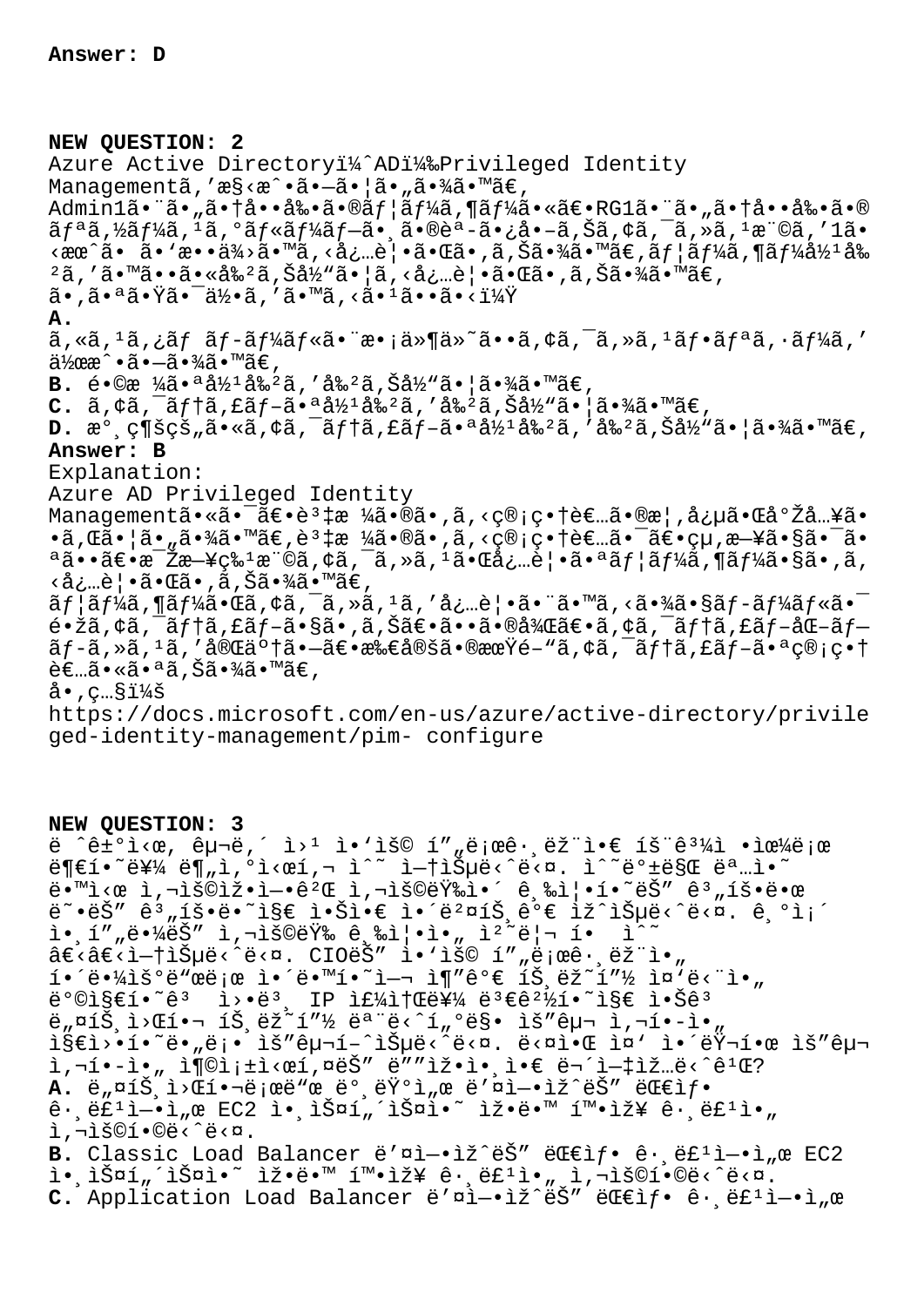**Answer: D**

**NEW QUESTION: 2**

Azure Active Directoryï¼ˆADï¼‰Privileged Identity Managementã,'æ§‹æˆ•ã•—ã•¦ã•„ã•¾ã•™ã€‚
Admin1ã•¨ã•„ã•†å••å‰•ã•®ãƒ¦ãƒ¼ã,¶ãƒ¼ã•«ã€•RG1ã•¨ã•„ã•†å••å‰•ã•®ãƒªã,½ãƒ¼ã,¹ã,°ãƒ«ãƒ¼ãƒ—ã•¸ã•®è¤‡ã•¿å•–ã,Šã,¢ã,¯ã,»ã,¹æ¨©ã,'1ã•‹æœˆã• ã•'æ••ä¾›ã•™ã,‹å¿…è¦•ã•Œã•'ã,Šã•¾ã•™ã€‚ãƒ¦ãƒ¼ã,¶ãƒ¼å½¹å‰²ã,'ã•™ã••ã•«å‰²ã,Šå½"ã•¦ã,‹å¿…è¦•ã•Œã•'ã,Šã•¾ã•™ã€‚
ã•,ã•ªã•Ÿã•¯ä½•ã,'ã•™ã,‹ã•¹ã••ã•‹ï¼Ÿ

**A.**
ã,«ã,¹ã,¿ãƒ ãƒ-ãƒ¼ãƒ«ã•¨æ•¡ä»¶ä»˜ã••ã,¢ã,¯ã,»ã,¹ãƒ•ãƒªã,·ãƒ¼ã,'ä½œæˆ•ã•—ã•¾ã•™ã€‚
**B.** é•©æ ¼ã•ªå½¹å‰²ã,'å‰²ã,Šå½"ã•¦ã•¾ã•™ã€‚
**C.** ã,¢ã,¯ãƒ†ã,£ãƒ–ã•ªå½¹å‰²ã,'å‰²ã,Šå½"ã•¦ã•¾ã•™ã€‚
**D.** æ°¸ç¶šçš„ã•«ã,¢ã,¯ãƒ†ã,£ãƒ–ã•ªå½¹å‰²ã,'å‰²ã,Šå½"ã•¦ã•¾ã•™ã€‚

**Answer: B**

Explanation:
Azure AD Privileged Identity Managementã•«ã•¯ã€•è³‡æ ¼ã•®ã•,ã,‹ç®¡ç•†è€…ã•®æ¦‚å¿µã•Œå°Žå…¥ã••ã,Œã•¦ã•„ã•¾ã•™ã€‚è³‡æ ¼ã•®ã•,ã,‹ç®¡ç•†è€…ã•¯ã€•çµ,æ—¥ã•§ã•¯ã•ªã••ã€•æ™‚æ—¥ç‰¹æ¨©ã,¢ã,¯ã,»ã,¹ã•Œå¿…è¦•ã•ªãƒ¦ãƒ¼ã,¶ãƒ¼ã•§ã•,ã,‹å¿…è¦•ã•Œã•,ã,Šã•¾ã•™ã€‚
ãƒ¦ãƒ¼ã,¶ãƒ¼ã•Œã,¢ã,¯ã,»ã,¹ã,'å¿…è¦•ã•¨ã•™ã,‹ã•¾ã•§ãƒ-ãƒ¼ãƒ«ã•¯é•žã,¢ã,¯ãƒ†ã,£ãƒ–ã•§ã•,ã,Šã€•ã••ã•®å¾Œã€•ã,¢ã,¯ãƒ†ã,£ãƒ–åŒ–ãƒ—ãƒ-ã,»ã,¹ã,'å®Œä°†ã•—ã€•æŒ‡å®šã•®æœŸé–"ã,¢ã,¯ãƒ†ã,£ãƒ–ã•ªç®¡ç•†è€…ã•«ã•ªã,Šã•¾ã•™ã€‚
å•,ç…§ï¼š
https://docs.microsoft.com/en-us/azure/active-directory/privileged-identity-management/pim- configure

**NEW QUESTION: 3**

ë ˆê±°ì‹œ, êµ¬ë,´ ì›¹ ì•'ìš© í"„ë¡œê·¸ëž¨ì•€ íš¨ê³¼ì •ìœ¼ë¡œ ë¶€í•˜ë¥¼ ë¶„ì,°ì‹œí‚¬ ì^~ ì—†ìŠµë‹ˆë‹¤. ì˜ˆë°±ë§Œ ëª…ì•˜ ë•™ì‹œ ì,¬ìš©ìž•ì—•ê²Œ ì,¬ìš©ëŸ‰ì•´ ê¸‰ì¦•í•˜ëŠ" ê³"íš•ëœ ë˜•ëŠ" ê³"íš•ë•˜ì§€ ì•Šì•€ ì•´ë²¤íŠ¸ê°€ ìž^ìŠµë‹ˆë‹¤. ê¸°ì¡´ ì•¸í"„ë¼ëŠ" ì,¬ìš©ëŸ‰ ê¸‰ì¦•ì•" ì²˜ë¦¬í• ì^˜ ì—†ìŠµë‹ˆë‹¤. CIOëŠ" ì•'ìš© í"„ë¡œê·¸ëž¨ì•„ í•´ë•¼ìš°ë"œë¡œ ì•´ë•™í•˜ì—¬ ì¶"ê°€ íŠ¸ëž˜í"½ ì¤'ë‹¨ì•„ ë°©ì§€í•˜ê³  ì›•ë³¸ IP ì£¼ì†Œë¥¼ ë³€ê²½í•˜ì§€ ì•Šê³  ë"¤íŠ¸ì›Œí•¬ íŠ¸ëž˜í"½ ëª¨ë‹ˆí"°ë§• ìš"êµ¬ ì,¬í•-ì•" ì§€ì›•í•˜ë"ë¡• ìš"êµ¬í•˜ìŠµë‹ˆë‹¤. ë‹¤ì•Œ ì¤' ì•´ëŸ¬í•œ ìš"êµ¬ ì,¬í•-ì•" ì¶©ì¡±ì‹œí,¤ëŠ" ë""ìž•ì•¸ì•€ ë¬´ì—‡ìž…ë‹ˆê¹Œ?

**A.** ë"¤íŠ¸ì›Œí•¬ë¡œë"œ ë°¸ëŸ°ì"œ ë'¤ì—•ìž^ëŠ" ëŒ€ìƒ• ê·¸ë£¹ì—•ì"œ EC2 ì•¸ìŠ¤í"´ìŠ¤ì•˜ ìž•ë•™ í™•ìž¥ ê·¸ë£¹ì•" ì,¬ìš©í•©ë‹ˆë‹¤.
**B.** Classic Load Balancer ë'¤ì—•ìž^ëŠ" ëŒ€ìƒ• ê·¸ë£¹ì—•ì"œ EC2 ì•¸ìŠ¤í"´ìŠ¤ì•˜ ìž•ë•™ í™•ìž¥ ê·¸ë£¹ì•" ì,¬ìš©í•©ë‹ˆë‹¤.
**C.** Application Load Balancer ë'¤ì—•ìž^ëŠ" ëŒ€ìƒ• ê·¸ë£¹ì—•ì"œ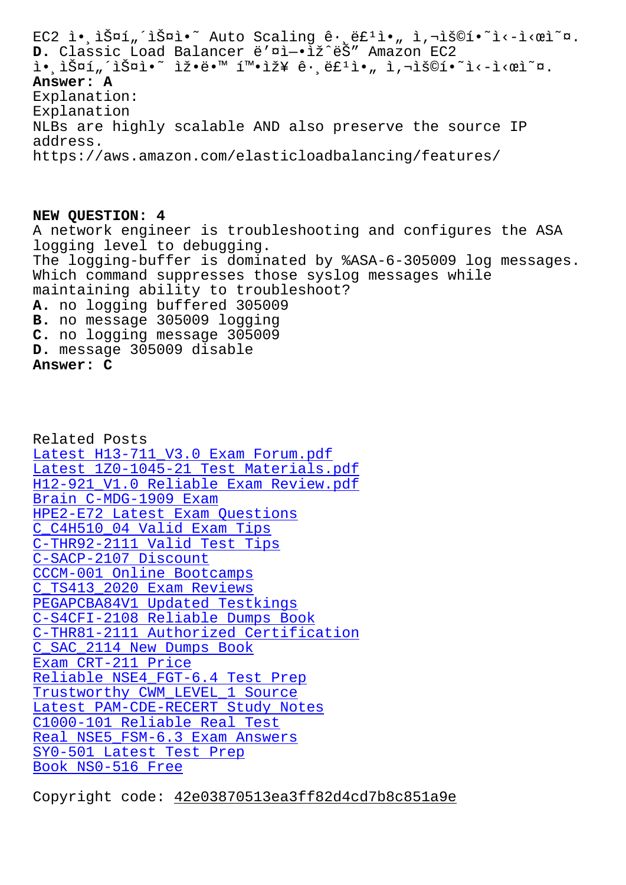EC2 ì•¸ìŠ¤í„´ìŠ¤ì•˜ Auto Scaling ê·¸ë£¹ì•„ ì‚¬ìš©í•˜ì‹­ì‹œì˜¤.
**D.** Classic Load Balancer ë'¤ì—•ìž^ëŠ" Amazon EC2 ì•¸ìŠ¤í„´ìŠ¤ì•˜ ìž•ë•™ í™•ìž¥ ê·¸ë£¹ì•„ ì‚¬ìš©í•˜ì‹­ì‹œì˜¤.
**Answer: A**
Explanation:
Explanation
NLBs are highly scalable AND also preserve the source IP address.
https://aws.amazon.com/elasticloadbalancing/features/

**NEW QUESTION: 4**
A network engineer is troubleshooting and configures the ASA logging level to debugging.
The logging-buffer is dominated by %ASA-6-305009 log messages.
Which command suppresses those syslog messages while maintaining ability to troubleshoot?
**A.** no logging buffered 305009
**B.** no message 305009 logging
**C.** no logging message 305009
**D.** message 305009 disable
**Answer: C**

Related Posts
Latest H13-711_V3.0 Exam Forum.pdf
Latest 1Z0-1045-21 Test Materials.pdf
H12-921_V1.0 Reliable Exam Review.pdf
Brain C-MDG-1909 Exam
HPE2-E72 Latest Exam Questions
C_C4H510_04 Valid Exam Tips
C-THR92-2111 Valid Test Tips
C-SACP-2107 Discount
CCCM-001 Online Bootcamps
C_TS413_2020 Exam Reviews
PEGAPCBA84V1 Updated Testkings
C-S4CFI-2108 Reliable Dumps Book
C-THR81-2111 Authorized Certification
C_SAC_2114 New Dumps Book
Exam CRT-211 Price
Reliable NSE4_FGT-6.4 Test Prep
Trustworthy CWM_LEVEL_1 Source
Latest PAM-CDE-RECERT Study Notes
C1000-101 Reliable Real Test
Real NSE5_FSM-6.3 Exam Answers
SY0-501 Latest Test Prep
Book NS0-516 Free

Copyright code: 42e03870513ea3ff82d4cd7b8c851a9e